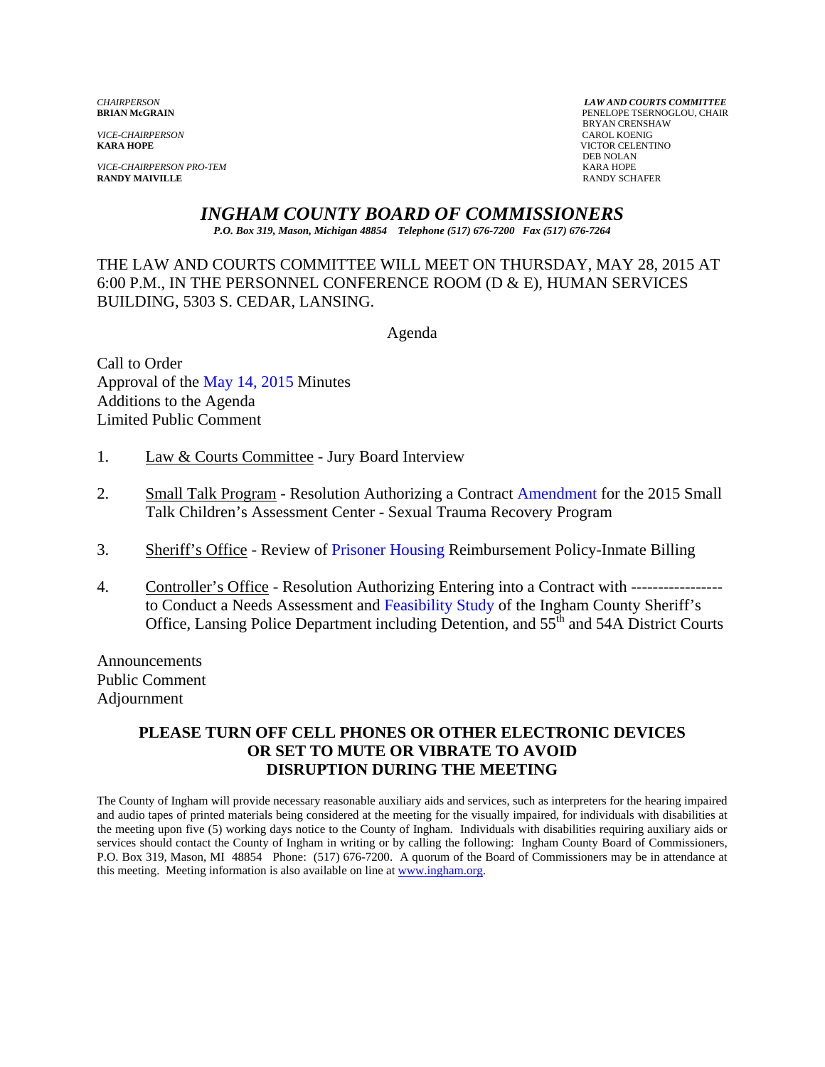*CHAIRPERSON*
**BRIAN McGRAIN**

*VICE-CHAIRPERSON*
**KARA HOPE**

*VICE-CHAIRPERSON PRO-TEM*
**RANDY MAIVILLE**

***LAW AND COURTS COMMITTEE***
PENELOPE TSERNOGLOU, CHAIR
BRYAN CRENSHAW
CAROL KOENIG
VICTOR CELENTINO
DEB NOLAN
KARA HOPE
RANDY SCHAFER

# *INGHAM COUNTY BOARD OF COMMISSIONERS*

*P.O. Box 319, Mason, Michigan 48854 Telephone (517) 676-7200 Fax (517) 676-7264*

THE LAW AND COURTS COMMITTEE WILL MEET ON THURSDAY, MAY 28, 2015 AT 6:00 P.M., IN THE PERSONNEL CONFERENCE ROOM (D & E), HUMAN SERVICES BUILDING, 5303 S. CEDAR, LANSING.

Agenda

Call to Order
Approval of the May 14, 2015 Minutes
Additions to the Agenda
Limited Public Comment

1. Law & Courts Committee - Jury Board Interview

2. Small Talk Program - Resolution Authorizing a Contract Amendment for the 2015 Small Talk Children's Assessment Center - Sexual Trauma Recovery Program

3. Sheriff's Office - Review of Prisoner Housing Reimbursement Policy-Inmate Billing

4. Controller's Office - Resolution Authorizing Entering into a Contract with ----------------- to Conduct a Needs Assessment and Feasibility Study of the Ingham County Sheriff's Office, Lansing Police Department including Detention, and 55th and 54A District Courts

Announcements
Public Comment
Adjournment

**PLEASE TURN OFF CELL PHONES OR OTHER ELECTRONIC DEVICES OR SET TO MUTE OR VIBRATE TO AVOID DISRUPTION DURING THE MEETING**

The County of Ingham will provide necessary reasonable auxiliary aids and services, such as interpreters for the hearing impaired and audio tapes of printed materials being considered at the meeting for the visually impaired, for individuals with disabilities at the meeting upon five (5) working days notice to the County of Ingham. Individuals with disabilities requiring auxiliary aids or services should contact the County of Ingham in writing or by calling the following: Ingham County Board of Commissioners, P.O. Box 319, Mason, MI 48854 Phone: (517) 676-7200. A quorum of the Board of Commissioners may be in attendance at this meeting. Meeting information is also available on line at www.ingham.org.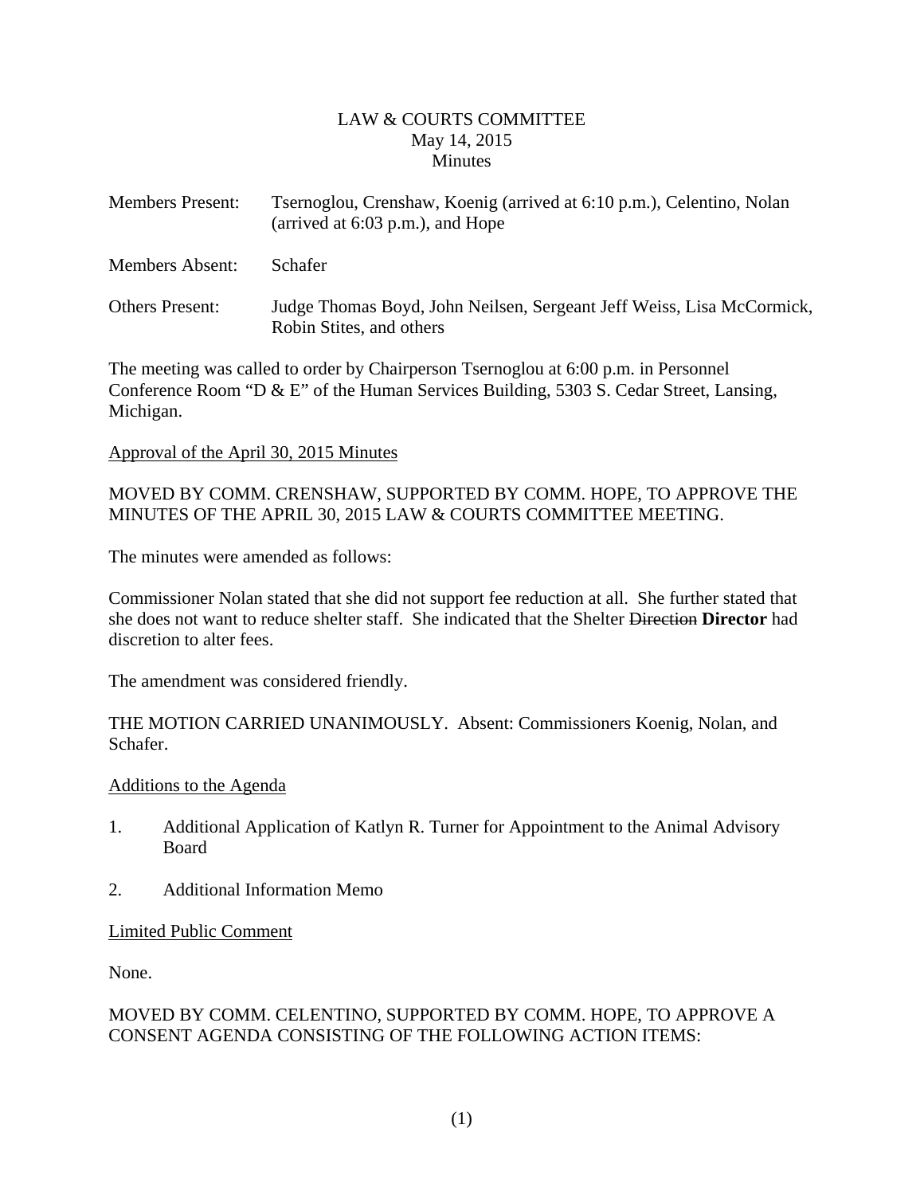LAW & COURTS COMMITTEE
May 14, 2015
Minutes

| | |
|---|---|
| Members Present: | Tsernoglou, Crenshaw, Koenig (arrived at 6:10 p.m.), Celentino, Nolan (arrived at 6:03 p.m.), and Hope |
| Members Absent: | Schafer |
| Others Present: | Judge Thomas Boyd, John Neilsen, Sergeant Jeff Weiss, Lisa McCormick, Robin Stites, and others |

The meeting was called to order by Chairperson Tsernoglou at 6:00 p.m. in Personnel Conference Room "D & E" of the Human Services Building, 5303 S. Cedar Street, Lansing, Michigan.

Approval of the April 30, 2015 Minutes

MOVED BY COMM. CRENSHAW, SUPPORTED BY COMM. HOPE, TO APPROVE THE MINUTES OF THE APRIL 30, 2015 LAW & COURTS COMMITTEE MEETING.

The minutes were amended as follows:

Commissioner Nolan stated that she did not support fee reduction at all. She further stated that she does not want to reduce shelter staff. She indicated that the Shelter ~~Direction~~ **Director** had discretion to alter fees.

The amendment was considered friendly.

THE MOTION CARRIED UNANIMOUSLY. Absent: Commissioners Koenig, Nolan, and Schafer.

Additions to the Agenda

1. Additional Application of Katlyn R. Turner for Appointment to the Animal Advisory Board

2. Additional Information Memo

Limited Public Comment

None.

MOVED BY COMM. CELENTINO, SUPPORTED BY COMM. HOPE, TO APPROVE A CONSENT AGENDA CONSISTING OF THE FOLLOWING ACTION ITEMS: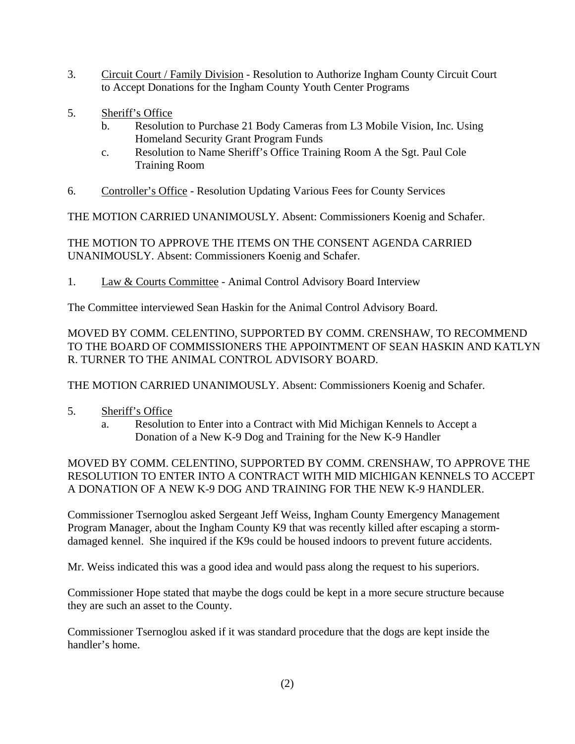3. <u>Circuit Court / Family Division</u> - Resolution to Authorize Ingham County Circuit Court to Accept Donations for the Ingham County Youth Center Programs

5. <u>Sheriff's Office</u>
   b. Resolution to Purchase 21 Body Cameras from L3 Mobile Vision, Inc. Using Homeland Security Grant Program Funds
   c. Resolution to Name Sheriff's Office Training Room A the Sgt. Paul Cole Training Room

6. <u>Controller's Office</u> - Resolution Updating Various Fees for County Services

THE MOTION CARRIED UNANIMOUSLY. Absent: Commissioners Koenig and Schafer.

THE MOTION TO APPROVE THE ITEMS ON THE CONSENT AGENDA CARRIED UNANIMOUSLY. Absent: Commissioners Koenig and Schafer.

1. <u>Law & Courts Committee</u> - Animal Control Advisory Board Interview

The Committee interviewed Sean Haskin for the Animal Control Advisory Board.

MOVED BY COMM. CELENTINO, SUPPORTED BY COMM. CRENSHAW, TO RECOMMEND TO THE BOARD OF COMMISSIONERS THE APPOINTMENT OF SEAN HASKIN AND KATLYN R. TURNER TO THE ANIMAL CONTROL ADVISORY BOARD.

THE MOTION CARRIED UNANIMOUSLY. Absent: Commissioners Koenig and Schafer.

5. <u>Sheriff's Office</u>
   a. Resolution to Enter into a Contract with Mid Michigan Kennels to Accept a Donation of a New K-9 Dog and Training for the New K-9 Handler

MOVED BY COMM. CELENTINO, SUPPORTED BY COMM. CRENSHAW, TO APPROVE THE RESOLUTION TO ENTER INTO A CONTRACT WITH MID MICHIGAN KENNELS TO ACCEPT A DONATION OF A NEW K-9 DOG AND TRAINING FOR THE NEW K-9 HANDLER.

Commissioner Tsernoglou asked Sergeant Jeff Weiss, Ingham County Emergency Management Program Manager, about the Ingham County K9 that was recently killed after escaping a storm-damaged kennel. She inquired if the K9s could be housed indoors to prevent future accidents.

Mr. Weiss indicated this was a good idea and would pass along the request to his superiors.

Commissioner Hope stated that maybe the dogs could be kept in a more secure structure because they are such an asset to the County.

Commissioner Tsernoglou asked if it was standard procedure that the dogs are kept inside the handler's home.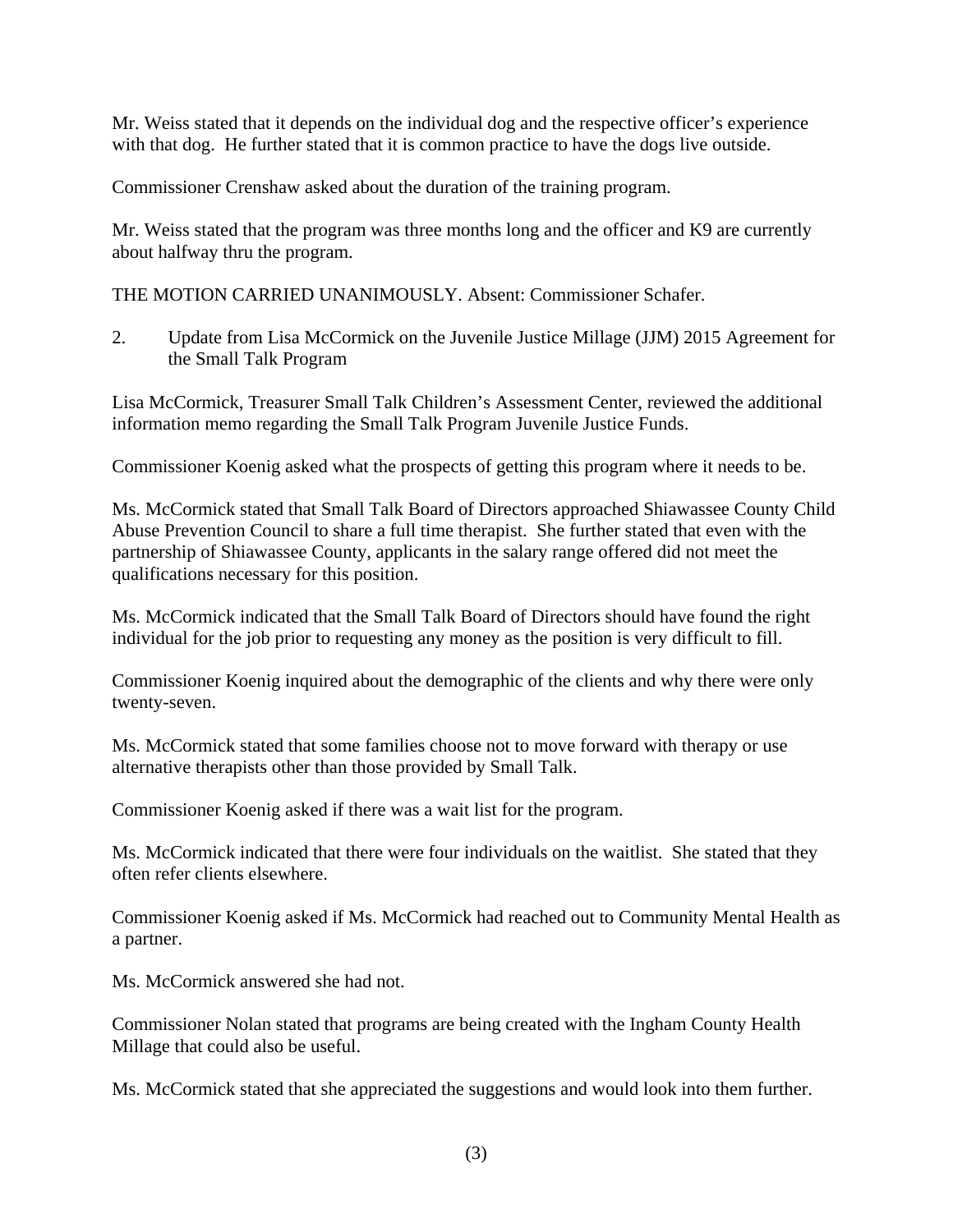Mr. Weiss stated that it depends on the individual dog and the respective officer's experience with that dog. He further stated that it is common practice to have the dogs live outside.

Commissioner Crenshaw asked about the duration of the training program.

Mr. Weiss stated that the program was three months long and the officer and K9 are currently about halfway thru the program.

THE MOTION CARRIED UNANIMOUSLY. Absent: Commissioner Schafer.

2. Update from Lisa McCormick on the Juvenile Justice Millage (JJM) 2015 Agreement for the Small Talk Program

Lisa McCormick, Treasurer Small Talk Children's Assessment Center, reviewed the additional information memo regarding the Small Talk Program Juvenile Justice Funds.

Commissioner Koenig asked what the prospects of getting this program where it needs to be.

Ms. McCormick stated that Small Talk Board of Directors approached Shiawassee County Child Abuse Prevention Council to share a full time therapist. She further stated that even with the partnership of Shiawassee County, applicants in the salary range offered did not meet the qualifications necessary for this position.

Ms. McCormick indicated that the Small Talk Board of Directors should have found the right individual for the job prior to requesting any money as the position is very difficult to fill.

Commissioner Koenig inquired about the demographic of the clients and why there were only twenty-seven.

Ms. McCormick stated that some families choose not to move forward with therapy or use alternative therapists other than those provided by Small Talk.

Commissioner Koenig asked if there was a wait list for the program.

Ms. McCormick indicated that there were four individuals on the waitlist. She stated that they often refer clients elsewhere.

Commissioner Koenig asked if Ms. McCormick had reached out to Community Mental Health as a partner.

Ms. McCormick answered she had not.

Commissioner Nolan stated that programs are being created with the Ingham County Health Millage that could also be useful.

Ms. McCormick stated that she appreciated the suggestions and would look into them further.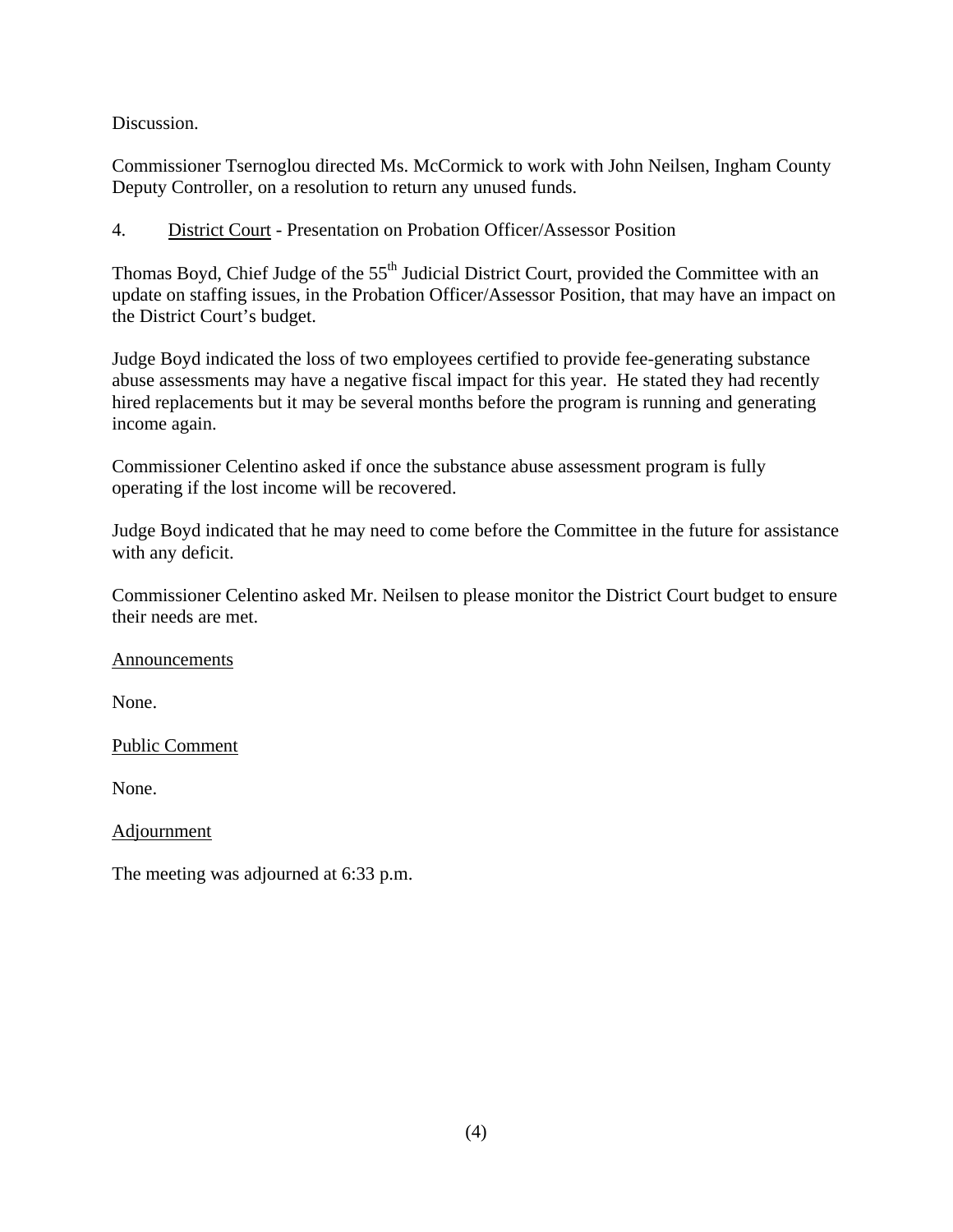Discussion.

Commissioner Tsernoglou directed Ms. McCormick to work with John Neilsen, Ingham County Deputy Controller, on a resolution to return any unused funds.

4. District Court - Presentation on Probation Officer/Assessor Position

Thomas Boyd, Chief Judge of the 55th Judicial District Court, provided the Committee with an update on staffing issues, in the Probation Officer/Assessor Position, that may have an impact on the District Court's budget.

Judge Boyd indicated the loss of two employees certified to provide fee-generating substance abuse assessments may have a negative fiscal impact for this year. He stated they had recently hired replacements but it may be several months before the program is running and generating income again.

Commissioner Celentino asked if once the substance abuse assessment program is fully operating if the lost income will be recovered.

Judge Boyd indicated that he may need to come before the Committee in the future for assistance with any deficit.

Commissioner Celentino asked Mr. Neilsen to please monitor the District Court budget to ensure their needs are met.

Announcements

None.

Public Comment

None.

Adjournment

The meeting was adjourned at 6:33 p.m.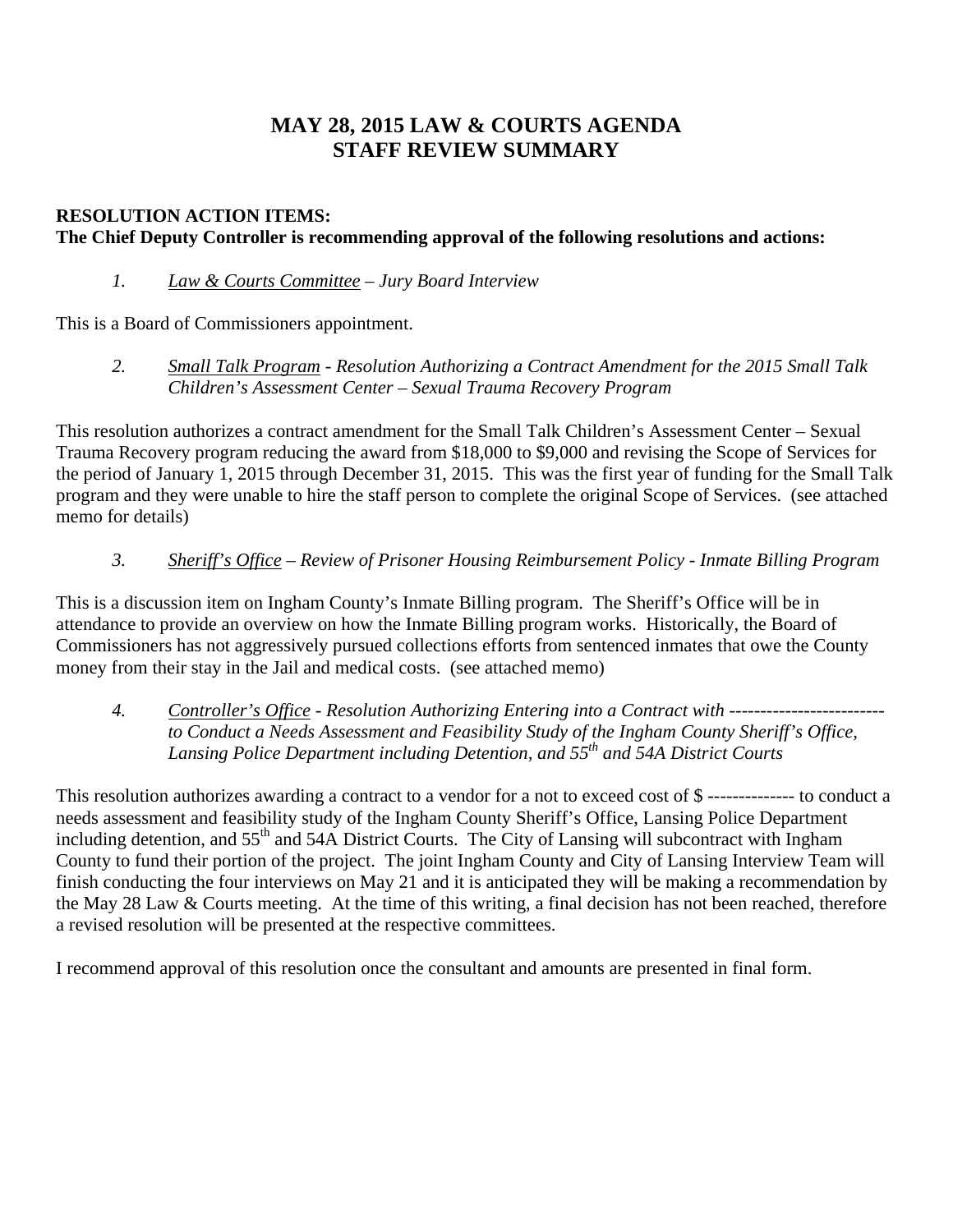# MAY 28, 2015 LAW & COURTS AGENDA
# STAFF REVIEW SUMMARY

**RESOLUTION ACTION ITEMS:**
**The Chief Deputy Controller is recommending approval of the following resolutions and actions:**

*1. Law & Courts Committee – Jury Board Interview*

This is a Board of Commissioners appointment.

*2. Small Talk Program - Resolution Authorizing a Contract Amendment for the 2015 Small Talk Children's Assessment Center – Sexual Trauma Recovery Program*

This resolution authorizes a contract amendment for the Small Talk Children's Assessment Center – Sexual Trauma Recovery program reducing the award from $18,000 to $9,000 and revising the Scope of Services for the period of January 1, 2015 through December 31, 2015. This was the first year of funding for the Small Talk program and they were unable to hire the staff person to complete the original Scope of Services. (see attached memo for details)

*3. Sheriff's Office – Review of Prisoner Housing Reimbursement Policy - Inmate Billing Program*

This is a discussion item on Ingham County's Inmate Billing program. The Sheriff's Office will be in attendance to provide an overview on how the Inmate Billing program works. Historically, the Board of Commissioners has not aggressively pursued collections efforts from sentenced inmates that owe the County money from their stay in the Jail and medical costs. (see attached memo)

*4. Controller's Office - Resolution Authorizing Entering into a Contract with ------------------------- to Conduct a Needs Assessment and Feasibility Study of the Ingham County Sheriff's Office, Lansing Police Department including Detention, and 55th and 54A District Courts*

This resolution authorizes awarding a contract to a vendor for a not to exceed cost of $ -------------- to conduct a needs assessment and feasibility study of the Ingham County Sheriff's Office, Lansing Police Department including detention, and 55th and 54A District Courts. The City of Lansing will subcontract with Ingham County to fund their portion of the project. The joint Ingham County and City of Lansing Interview Team will finish conducting the four interviews on May 21 and it is anticipated they will be making a recommendation by the May 28 Law & Courts meeting. At the time of this writing, a final decision has not been reached, therefore a revised resolution will be presented at the respective committees.

I recommend approval of this resolution once the consultant and amounts are presented in final form.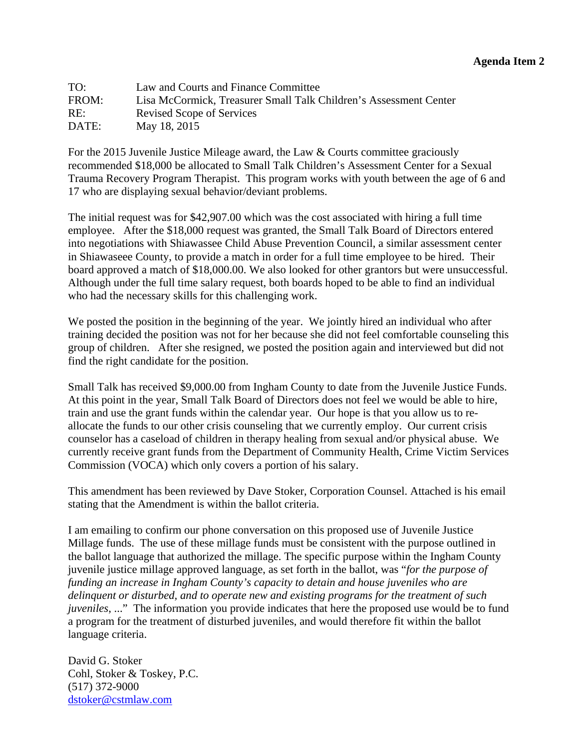**Agenda Item 2**

TO: Law and Courts and Finance Committee
FROM: Lisa McCormick, Treasurer Small Talk Children's Assessment Center
RE: Revised Scope of Services
DATE: May 18, 2015

For the 2015 Juvenile Justice Mileage award, the Law & Courts committee graciously recommended $18,000 be allocated to Small Talk Children's Assessment Center for a Sexual Trauma Recovery Program Therapist. This program works with youth between the age of 6 and 17 who are displaying sexual behavior/deviant problems.

The initial request was for $42,907.00 which was the cost associated with hiring a full time employee. After the $18,000 request was granted, the Small Talk Board of Directors entered into negotiations with Shiawassee Child Abuse Prevention Council, a similar assessment center in Shiawaseee County, to provide a match in order for a full time employee to be hired. Their board approved a match of $18,000.00. We also looked for other grantors but were unsuccessful. Although under the full time salary request, both boards hoped to be able to find an individual who had the necessary skills for this challenging work.

We posted the position in the beginning of the year. We jointly hired an individual who after training decided the position was not for her because she did not feel comfortable counseling this group of children. After she resigned, we posted the position again and interviewed but did not find the right candidate for the position.

Small Talk has received $9,000.00 from Ingham County to date from the Juvenile Justice Funds. At this point in the year, Small Talk Board of Directors does not feel we would be able to hire, train and use the grant funds within the calendar year. Our hope is that you allow us to re-allocate the funds to our other crisis counseling that we currently employ. Our current crisis counselor has a caseload of children in therapy healing from sexual and/or physical abuse. We currently receive grant funds from the Department of Community Health, Crime Victim Services Commission (VOCA) which only covers a portion of his salary.

This amendment has been reviewed by Dave Stoker, Corporation Counsel. Attached is his email stating that the Amendment is within the ballot criteria.

I am emailing to confirm our phone conversation on this proposed use of Juvenile Justice Millage funds. The use of these millage funds must be consistent with the purpose outlined in the ballot language that authorized the millage. The specific purpose within the Ingham County juvenile justice millage approved language, as set forth in the ballot, was "*for the purpose of funding an increase in Ingham County's capacity to detain and house juveniles who are delinquent or disturbed, and to operate new and existing programs for the treatment of such juveniles*, ..." The information you provide indicates that here the proposed use would be to fund a program for the treatment of disturbed juveniles, and would therefore fit within the ballot language criteria.

David G. Stoker
Cohl, Stoker & Toskey, P.C.
(517) 372-9000
dstoker@cstmlaw.com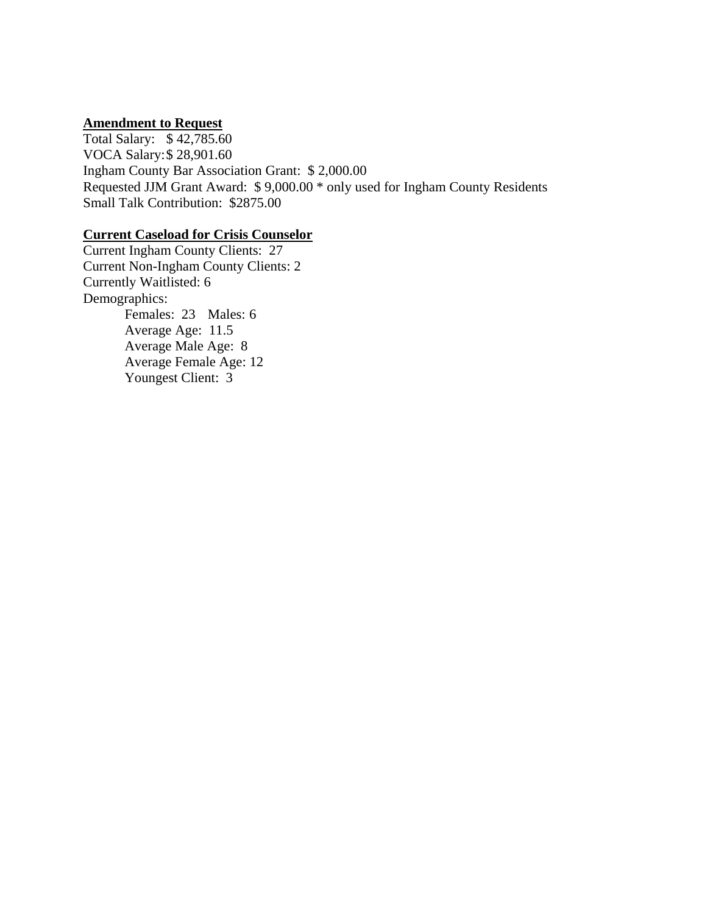**Amendment to Request**

Total Salary: $ 42,785.60
VOCA Salary: $ 28,901.60
Ingham County Bar Association Grant: $ 2,000.00
Requested JJM Grant Award: $ 9,000.00 * only used for Ingham County Residents
Small Talk Contribution: $2875.00

**Current Caseload for Crisis Counselor**

Current Ingham County Clients: 27
Current Non-Ingham County Clients: 2
Currently Waitlisted: 6
Demographics:

- Females: 23 Males: 6
- Average Age: 11.5
- Average Male Age: 8
- Average Female Age: 12
- Youngest Client: 3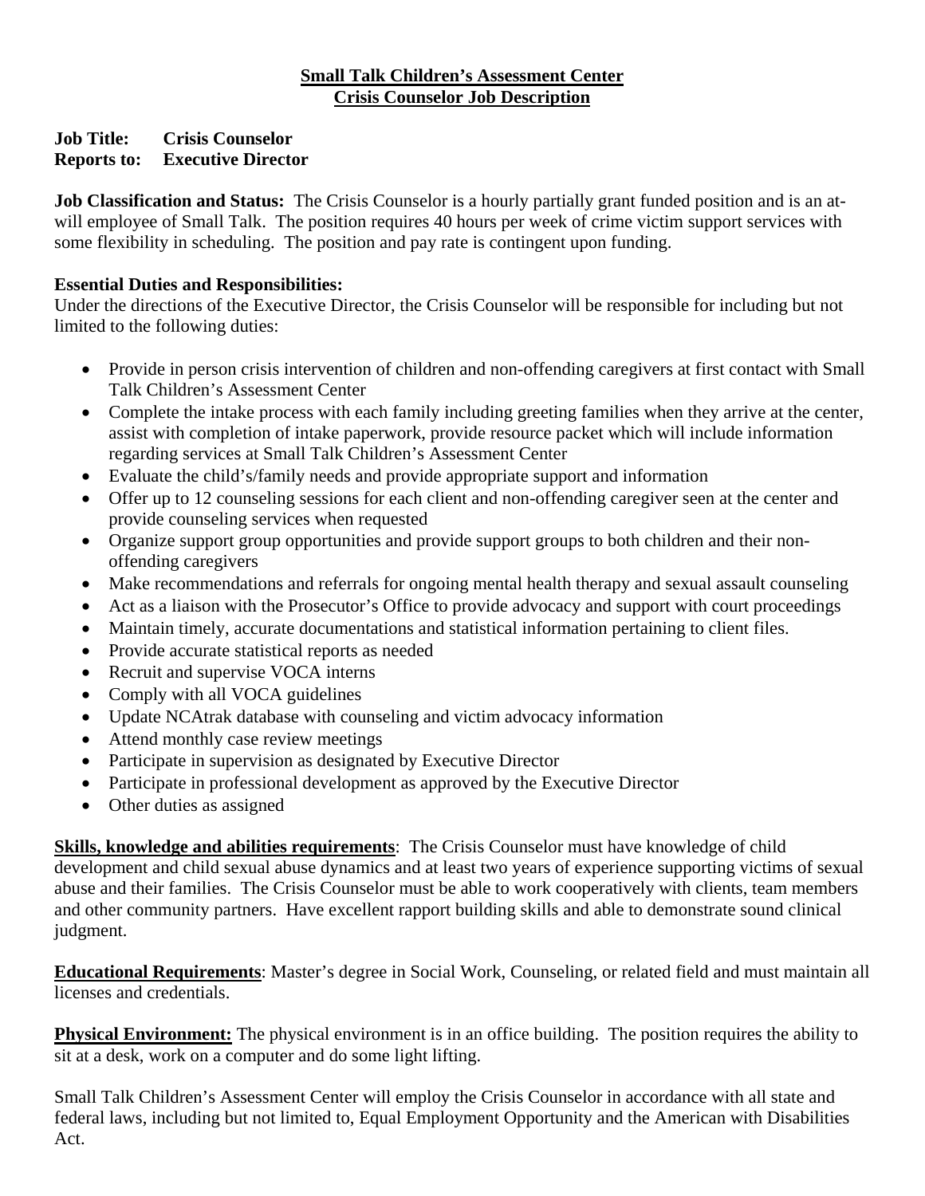**Small Talk Children's Assessment Center**
**Crisis Counselor Job Description**

**Job Title:** **Crisis Counselor**
**Reports to:** **Executive Director**

**Job Classification and Status:** The Crisis Counselor is a hourly partially grant funded position and is an at-will employee of Small Talk. The position requires 40 hours per week of crime victim support services with some flexibility in scheduling. The position and pay rate is contingent upon funding.

**Essential Duties and Responsibilities:**
Under the directions of the Executive Director, the Crisis Counselor will be responsible for including but not limited to the following duties:

- Provide in person crisis intervention of children and non-offending caregivers at first contact with Small Talk Children's Assessment Center
- Complete the intake process with each family including greeting families when they arrive at the center, assist with completion of intake paperwork, provide resource packet which will include information regarding services at Small Talk Children's Assessment Center
- Evaluate the child's/family needs and provide appropriate support and information
- Offer up to 12 counseling sessions for each client and non-offending caregiver seen at the center and provide counseling services when requested
- Organize support group opportunities and provide support groups to both children and their non-offending caregivers
- Make recommendations and referrals for ongoing mental health therapy and sexual assault counseling
- Act as a liaison with the Prosecutor's Office to provide advocacy and support with court proceedings
- Maintain timely, accurate documentations and statistical information pertaining to client files.
- Provide accurate statistical reports as needed
- Recruit and supervise VOCA interns
- Comply with all VOCA guidelines
- Update NCAtrak database with counseling and victim advocacy information
- Attend monthly case review meetings
- Participate in supervision as designated by Executive Director
- Participate in professional development as approved by the Executive Director
- Other duties as assigned

**Skills, knowledge and abilities requirements**: The Crisis Counselor must have knowledge of child development and child sexual abuse dynamics and at least two years of experience supporting victims of sexual abuse and their families. The Crisis Counselor must be able to work cooperatively with clients, team members and other community partners. Have excellent rapport building skills and able to demonstrate sound clinical judgment.

**Educational Requirements**: Master's degree in Social Work, Counseling, or related field and must maintain all licenses and credentials.

**Physical Environment:** The physical environment is in an office building. The position requires the ability to sit at a desk, work on a computer and do some light lifting.

Small Talk Children's Assessment Center will employ the Crisis Counselor in accordance with all state and federal laws, including but not limited to, Equal Employment Opportunity and the American with Disabilities Act.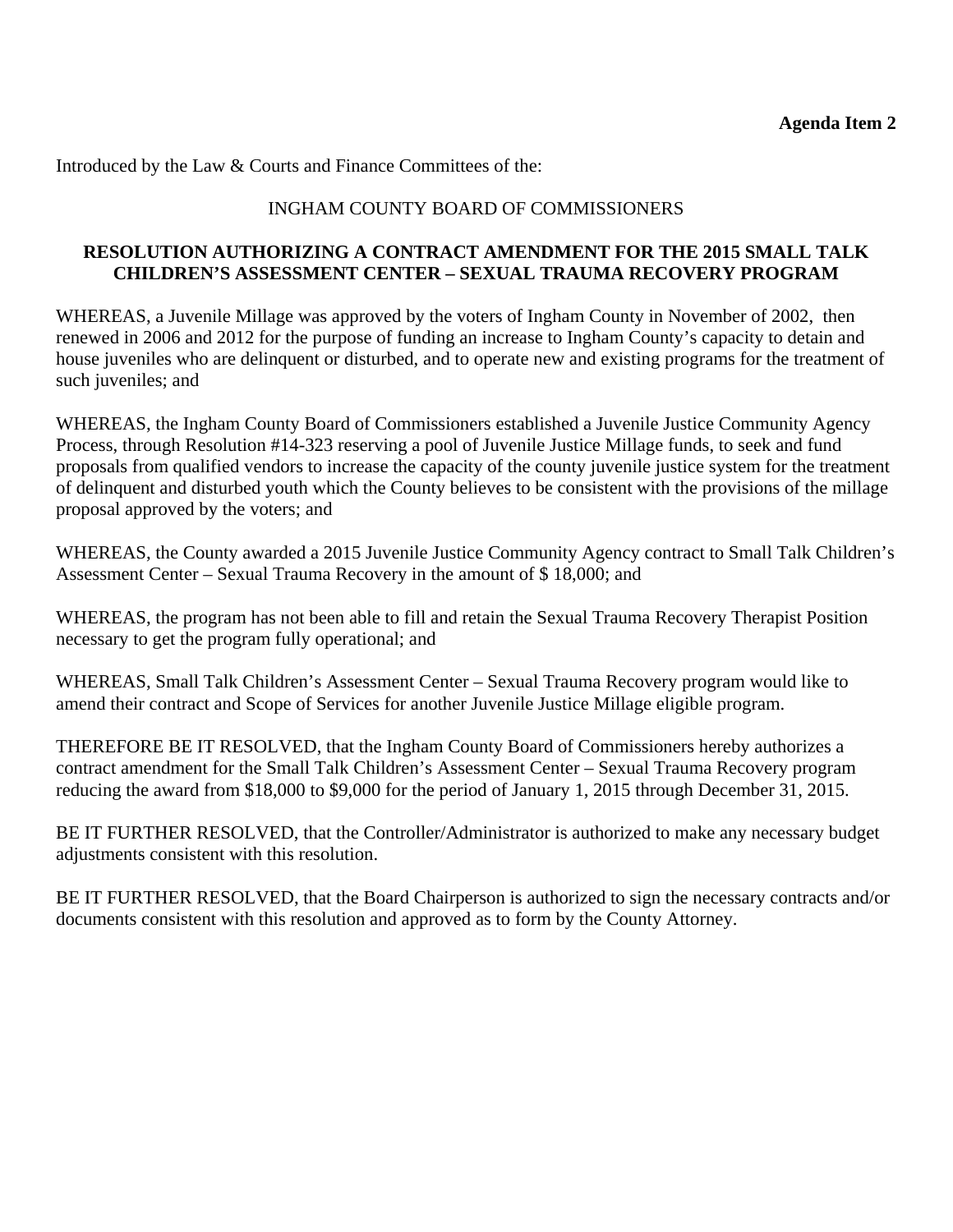**Agenda Item 2**

Introduced by the Law & Courts and Finance Committees of the:

INGHAM COUNTY BOARD OF COMMISSIONERS

**RESOLUTION AUTHORIZING A CONTRACT AMENDMENT FOR THE 2015 SMALL TALK CHILDREN'S ASSESSMENT CENTER – SEXUAL TRAUMA RECOVERY PROGRAM**

WHEREAS, a Juvenile Millage was approved by the voters of Ingham County in November of 2002, then renewed in 2006 and 2012 for the purpose of funding an increase to Ingham County's capacity to detain and house juveniles who are delinquent or disturbed, and to operate new and existing programs for the treatment of such juveniles; and

WHEREAS, the Ingham County Board of Commissioners established a Juvenile Justice Community Agency Process, through Resolution #14-323 reserving a pool of Juvenile Justice Millage funds, to seek and fund proposals from qualified vendors to increase the capacity of the county juvenile justice system for the treatment of delinquent and disturbed youth which the County believes to be consistent with the provisions of the millage proposal approved by the voters; and

WHEREAS, the County awarded a 2015 Juvenile Justice Community Agency contract to Small Talk Children's Assessment Center – Sexual Trauma Recovery in the amount of $ 18,000; and

WHEREAS, the program has not been able to fill and retain the Sexual Trauma Recovery Therapist Position necessary to get the program fully operational; and

WHEREAS, Small Talk Children's Assessment Center – Sexual Trauma Recovery program would like to amend their contract and Scope of Services for another Juvenile Justice Millage eligible program.

THEREFORE BE IT RESOLVED, that the Ingham County Board of Commissioners hereby authorizes a contract amendment for the Small Talk Children's Assessment Center – Sexual Trauma Recovery program reducing the award from $18,000 to $9,000 for the period of January 1, 2015 through December 31, 2015.

BE IT FURTHER RESOLVED, that the Controller/Administrator is authorized to make any necessary budget adjustments consistent with this resolution.

BE IT FURTHER RESOLVED, that the Board Chairperson is authorized to sign the necessary contracts and/or documents consistent with this resolution and approved as to form by the County Attorney.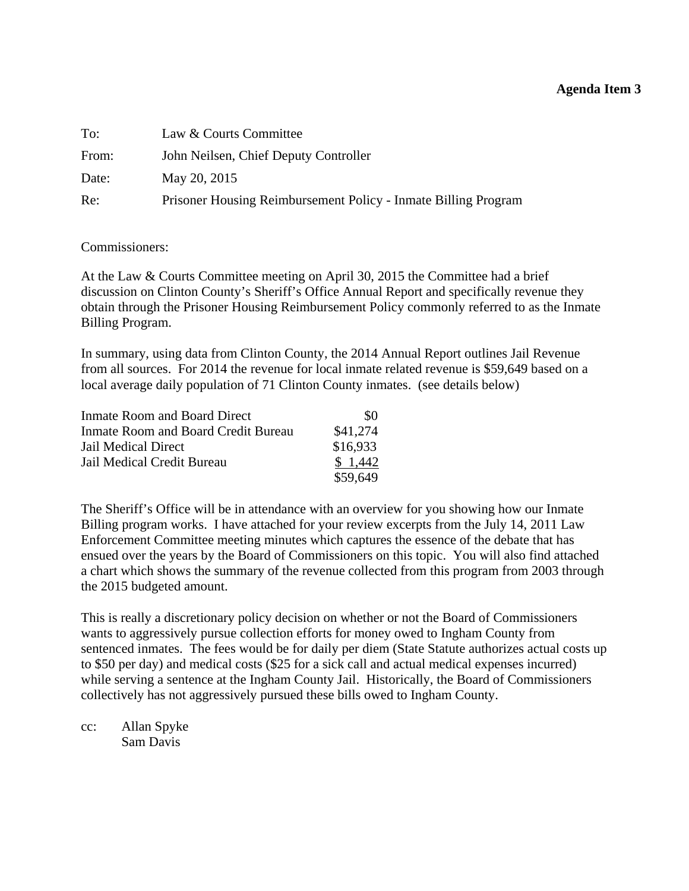**Agenda Item 3**

| | |
|---|---|
| To: | Law & Courts Committee |
| From: | John Neilsen, Chief Deputy Controller |
| Date: | May 20, 2015 |
| Re: | Prisoner Housing Reimbursement Policy - Inmate Billing Program |

Commissioners:

At the Law & Courts Committee meeting on April 30, 2015 the Committee had a brief discussion on Clinton County's Sheriff's Office Annual Report and specifically revenue they obtain through the Prisoner Housing Reimbursement Policy commonly referred to as the Inmate Billing Program.

In summary, using data from Clinton County, the 2014 Annual Report outlines Jail Revenue from all sources. For 2014 the revenue for local inmate related revenue is $59,649 based on a local average daily population of 71 Clinton County inmates. (see details below)

| | |
|---|---:|
| Inmate Room and Board Direct | $0 |
| Inmate Room and Board Credit Bureau | $41,274 |
| Jail Medical Direct | $16,933 |
| Jail Medical Credit Bureau | $ 1,442 |
| | $59,649 |

The Sheriff's Office will be in attendance with an overview for you showing how our Inmate Billing program works. I have attached for your review excerpts from the July 14, 2011 Law Enforcement Committee meeting minutes which captures the essence of the debate that has ensued over the years by the Board of Commissioners on this topic. You will also find attached a chart which shows the summary of the revenue collected from this program from 2003 through the 2015 budgeted amount.

This is really a discretionary policy decision on whether or not the Board of Commissioners wants to aggressively pursue collection efforts for money owed to Ingham County from sentenced inmates. The fees would be for daily per diem (State Statute authorizes actual costs up to $50 per day) and medical costs ($25 for a sick call and actual medical expenses incurred) while serving a sentence at the Ingham County Jail. Historically, the Board of Commissioners collectively has not aggressively pursued these bills owed to Ingham County.

cc: Allan Spyke
Sam Davis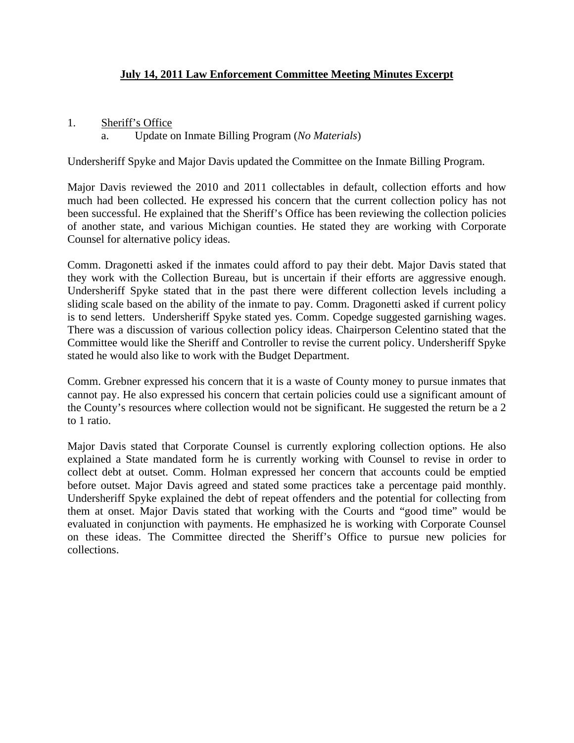## July 14, 2011 Law Enforcement Committee Meeting Minutes Excerpt

1. Sheriff's Office
   a. Update on Inmate Billing Program (*No Materials*)

Undersheriff Spyke and Major Davis updated the Committee on the Inmate Billing Program.

Major Davis reviewed the 2010 and 2011 collectables in default, collection efforts and how much had been collected. He expressed his concern that the current collection policy has not been successful. He explained that the Sheriff's Office has been reviewing the collection policies of another state, and various Michigan counties. He stated they are working with Corporate Counsel for alternative policy ideas.

Comm. Dragonetti asked if the inmates could afford to pay their debt. Major Davis stated that they work with the Collection Bureau, but is uncertain if their efforts are aggressive enough. Undersheriff Spyke stated that in the past there were different collection levels including a sliding scale based on the ability of the inmate to pay. Comm. Dragonetti asked if current policy is to send letters. Undersheriff Spyke stated yes. Comm. Copedge suggested garnishing wages. There was a discussion of various collection policy ideas. Chairperson Celentino stated that the Committee would like the Sheriff and Controller to revise the current policy. Undersheriff Spyke stated he would also like to work with the Budget Department.

Comm. Grebner expressed his concern that it is a waste of County money to pursue inmates that cannot pay. He also expressed his concern that certain policies could use a significant amount of the County's resources where collection would not be significant. He suggested the return be a 2 to 1 ratio.

Major Davis stated that Corporate Counsel is currently exploring collection options. He also explained a State mandated form he is currently working with Counsel to revise in order to collect debt at outset. Comm. Holman expressed her concern that accounts could be emptied before outset. Major Davis agreed and stated some practices take a percentage paid monthly. Undersheriff Spyke explained the debt of repeat offenders and the potential for collecting from them at onset. Major Davis stated that working with the Courts and "good time" would be evaluated in conjunction with payments. He emphasized he is working with Corporate Counsel on these ideas. The Committee directed the Sheriff's Office to pursue new policies for collections.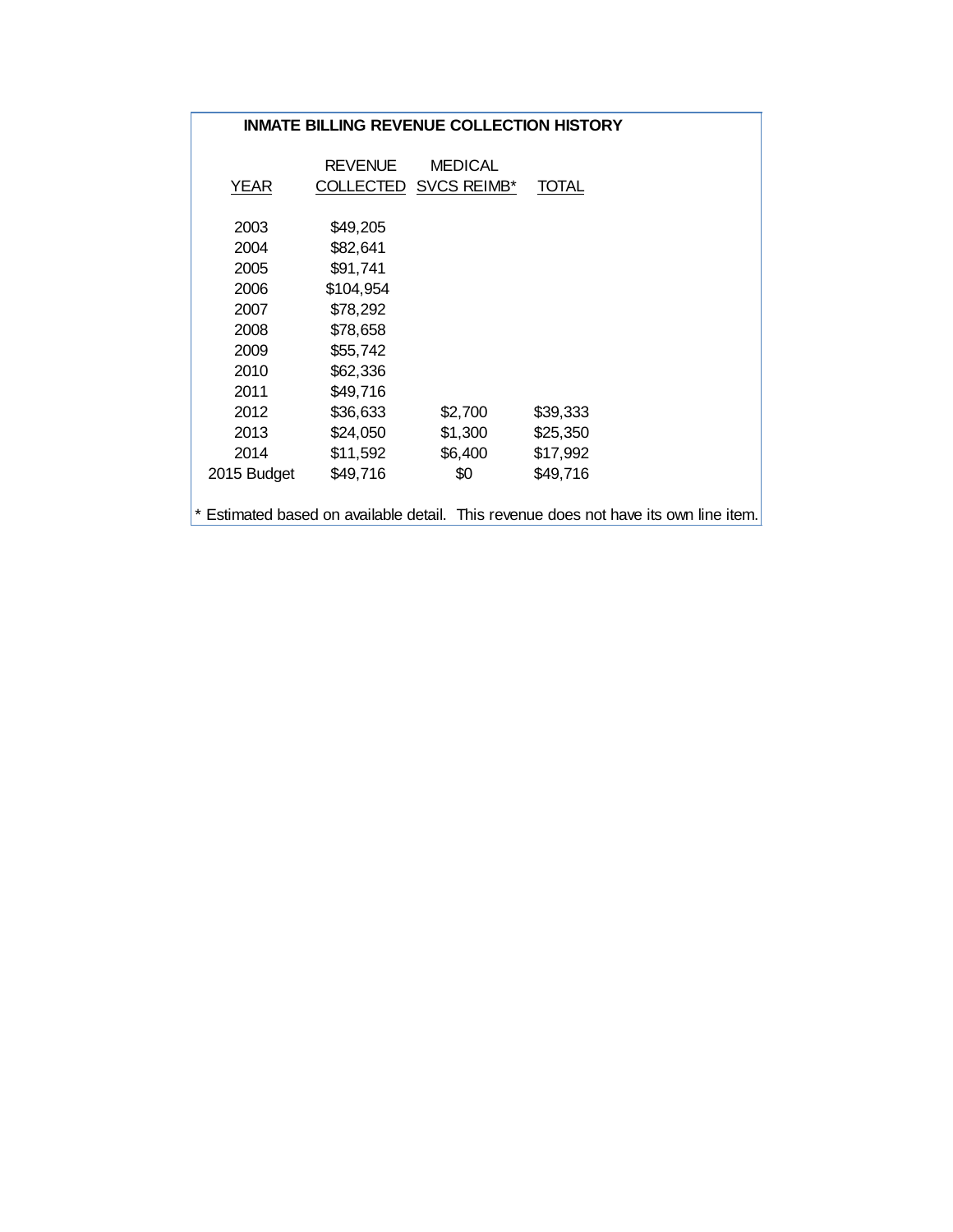**INMATE BILLING REVENUE COLLECTION HISTORY**

| YEAR | REVENUE COLLECTED | MEDICAL SVCS REIMB* | TOTAL |
|---|---|---|---|
| 2003 | $49,205 | | |
| 2004 | $82,641 | | |
| 2005 | $91,741 | | |
| 2006 | $104,954 | | |
| 2007 | $78,292 | | |
| 2008 | $78,658 | | |
| 2009 | $55,742 | | |
| 2010 | $62,336 | | |
| 2011 | $49,716 | | |
| 2012 | $36,633 | $2,700 | $39,333 |
| 2013 | $24,050 | $1,300 | $25,350 |
| 2014 | $11,592 | $6,400 | $17,992 |
| 2015 Budget | $49,716 | $0 | $49,716 |

* Estimated based on available detail. This revenue does not have its own line item.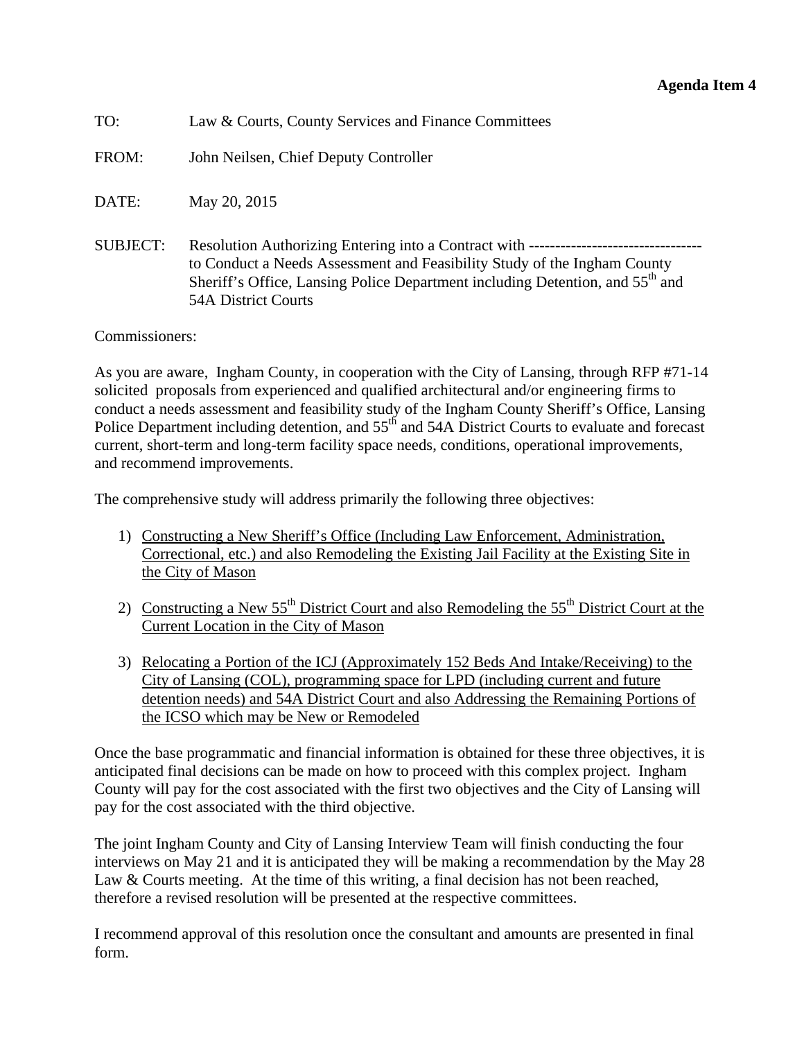**Agenda Item 4**

TO: Law & Courts, County Services and Finance Committees

FROM: John Neilsen, Chief Deputy Controller

DATE: May 20, 2015

SUBJECT: Resolution Authorizing Entering into a Contract with --------------------------------- to Conduct a Needs Assessment and Feasibility Study of the Ingham County Sheriff's Office, Lansing Police Department including Detention, and 55th and 54A District Courts

Commissioners:

As you are aware, Ingham County, in cooperation with the City of Lansing, through RFP #71-14 solicited proposals from experienced and qualified architectural and/or engineering firms to conduct a needs assessment and feasibility study of the Ingham County Sheriff's Office, Lansing Police Department including detention, and 55th and 54A District Courts to evaluate and forecast current, short-term and long-term facility space needs, conditions, operational improvements, and recommend improvements.

The comprehensive study will address primarily the following three objectives:

1) Constructing a New Sheriff's Office (Including Law Enforcement, Administration, Correctional, etc.) and also Remodeling the Existing Jail Facility at the Existing Site in the City of Mason

2) Constructing a New 55th District Court and also Remodeling the 55th District Court at the Current Location in the City of Mason

3) Relocating a Portion of the ICJ (Approximately 152 Beds And Intake/Receiving) to the City of Lansing (COL), programming space for LPD (including current and future detention needs) and 54A District Court and also Addressing the Remaining Portions of the ICSO which may be New or Remodeled

Once the base programmatic and financial information is obtained for these three objectives, it is anticipated final decisions can be made on how to proceed with this complex project. Ingham County will pay for the cost associated with the first two objectives and the City of Lansing will pay for the cost associated with the third objective.

The joint Ingham County and City of Lansing Interview Team will finish conducting the four interviews on May 21 and it is anticipated they will be making a recommendation by the May 28 Law & Courts meeting. At the time of this writing, a final decision has not been reached, therefore a revised resolution will be presented at the respective committees.

I recommend approval of this resolution once the consultant and amounts are presented in final form.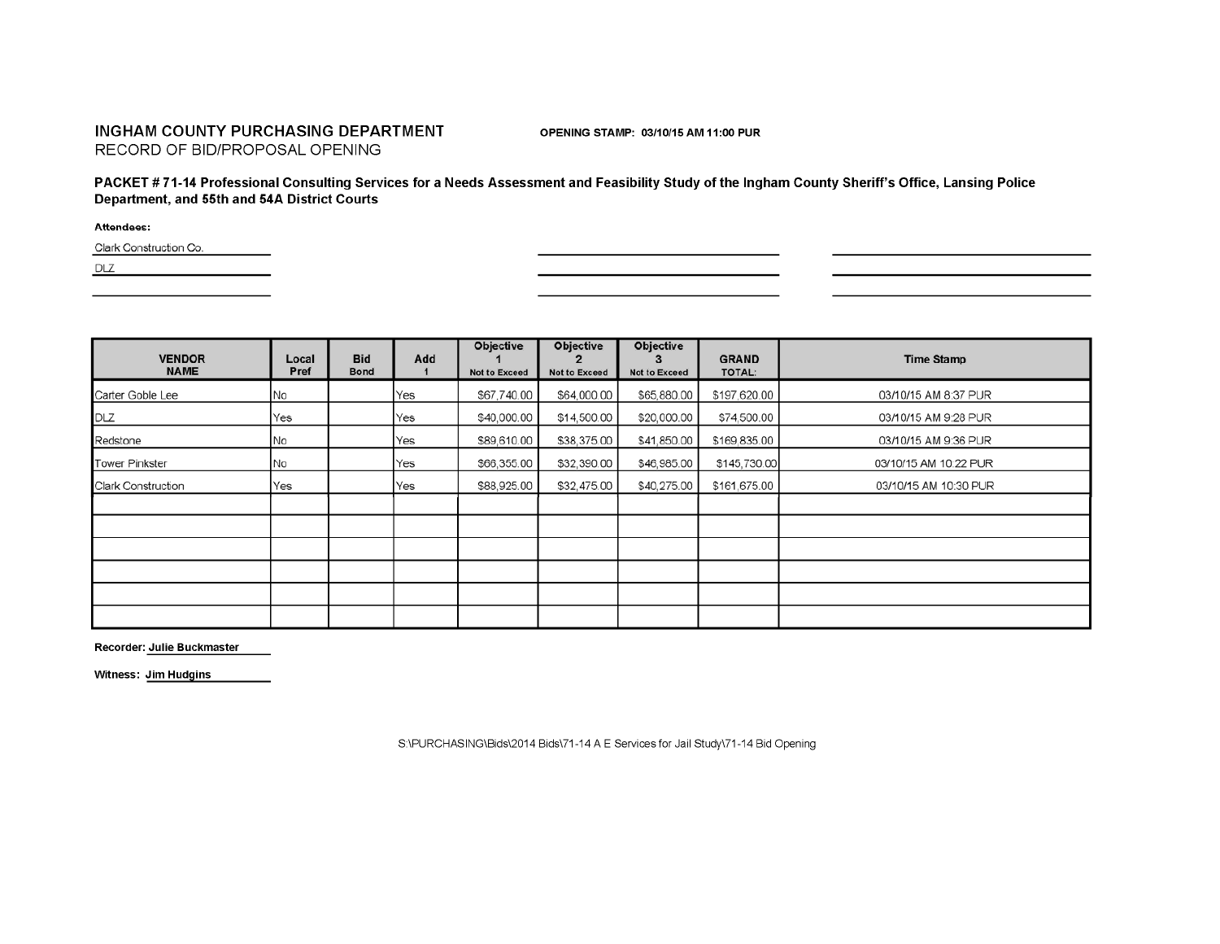**INGHAM COUNTY PURCHASING DEPARTMENT**
RECORD OF BID/PROPOSAL OPENING

**OPENING STAMP: 03/10/15 AM 11:00 PUR**

**PACKET # 71-14 Professional Consulting Services for a Needs Assessment and Feasibility Study of the Ingham County Sheriff's Office, Lansing Police Department, and 55th and 54A District Courts**

**Attendees:**

Clark Construction Co.

DLZ

| VENDOR NAME | Local Pref | Bid Bond | Add 1 | Objective 1 Not to Exceed | Objective 2 Not to Exceed | Objective 3 Not to Exceed | GRAND TOTAL: | Time Stamp |
|---|---|---|---|---|---|---|---|---|
| Carter Goble Lee | No | | Yes | $67,740.00 | $64,000.00 | $65,880.00 | $197,620.00 | 03/10/15 AM 8:37 PUR |
| DLZ | Yes | | Yes | $40,000.00 | $14,500.00 | $20,000.00 | $74,500.00 | 03/10/15 AM 9:28 PUR |
| Redstone | No | | Yes | $89,610.00 | $38,375.00 | $41,850.00 | $169,835.00 | 03/10/15 AM 9:36 PUR |
| Tower Pinkster | No | | Yes | $66,355.00 | $32,390.00 | $46,985.00 | $145,730.00 | 03/10/15 AM 10:22 PUR |
| Clark Construction | Yes | | Yes | $88,925.00 | $32,475.00 | $40,275.00 | $161,675.00 | 03/10/15 AM 10:30 PUR |

**Recorder:** **Julie Buckmaster**

**Witness:** **Jim Hudgins**

S:\PURCHASING\Bids\2014 Bids\71-14 A E Services for Jail Study\71-14 Bid Opening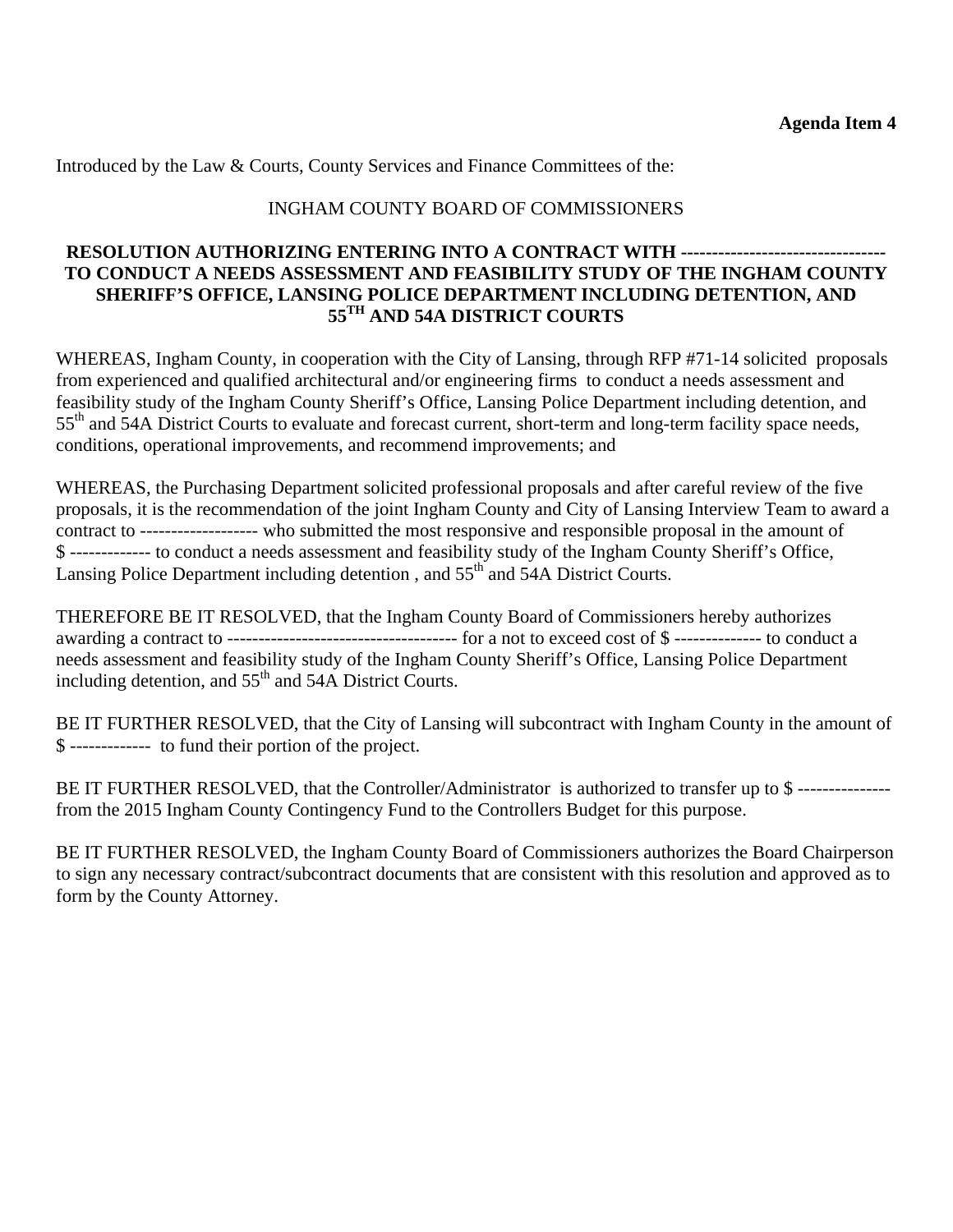**Agenda Item 4**

Introduced by the Law & Courts, County Services and Finance Committees of the:

INGHAM COUNTY BOARD OF COMMISSIONERS

**RESOLUTION AUTHORIZING ENTERING INTO A CONTRACT WITH -------------------------------- TO CONDUCT A NEEDS ASSESSMENT AND FEASIBILITY STUDY OF THE INGHAM COUNTY SHERIFF'S OFFICE, LANSING POLICE DEPARTMENT INCLUDING DETENTION, AND 55TH AND 54A DISTRICT COURTS**

WHEREAS, Ingham County, in cooperation with the City of Lansing, through RFP #71-14 solicited proposals from experienced and qualified architectural and/or engineering firms to conduct a needs assessment and feasibility study of the Ingham County Sheriff's Office, Lansing Police Department including detention, and 55th and 54A District Courts to evaluate and forecast current, short-term and long-term facility space needs, conditions, operational improvements, and recommend improvements; and

WHEREAS, the Purchasing Department solicited professional proposals and after careful review of the five proposals, it is the recommendation of the joint Ingham County and City of Lansing Interview Team to award a contract to ------------------- who submitted the most responsive and responsible proposal in the amount of $ ------------- to conduct a needs assessment and feasibility study of the Ingham County Sheriff's Office, Lansing Police Department including detention , and 55th and 54A District Courts.

THEREFORE BE IT RESOLVED, that the Ingham County Board of Commissioners hereby authorizes awarding a contract to ------------------------------------ for a not to exceed cost of $ -------------- to conduct a needs assessment and feasibility study of the Ingham County Sheriff's Office, Lansing Police Department including detention, and 55th and 54A District Courts.

BE IT FURTHER RESOLVED, that the City of Lansing will subcontract with Ingham County in the amount of $ ------------- to fund their portion of the project.

BE IT FURTHER RESOLVED, that the Controller/Administrator is authorized to transfer up to $ --------------- from the 2015 Ingham County Contingency Fund to the Controllers Budget for this purpose.

BE IT FURTHER RESOLVED, the Ingham County Board of Commissioners authorizes the Board Chairperson to sign any necessary contract/subcontract documents that are consistent with this resolution and approved as to form by the County Attorney.